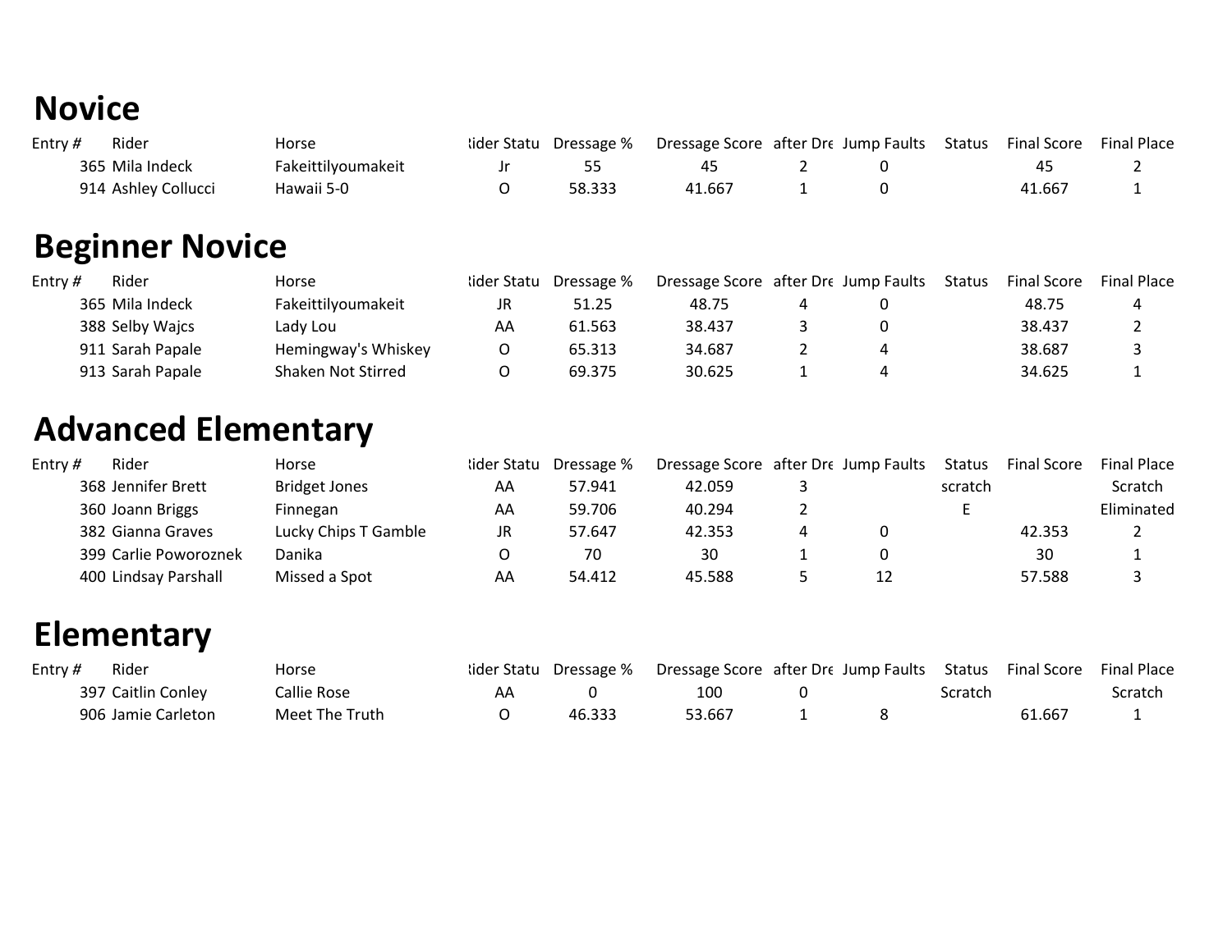# Novice

| Entry # | Rider | Horse | Rider Statu | Dressage % | Dressage Score | after Dre | Jump Faults | Status | Final Score | Final Place |
|---|---|---|---|---|---|---|---|---|---|---|
| 365 | Mila Indeck | Fakeittilyoumakeit | Jr | 55 | 45 | 2 | 0 | | 45 | 2 |
| 914 | Ashley Collucci | Hawaii 5-0 | O | 58.333 | 41.667 | 1 | 0 | | 41.667 | 1 |

# Beginner Novice

| Entry # | Rider | Horse | Rider Statu | Dressage % | Dressage Score | after Dre | Jump Faults | Status | Final Score | Final Place |
|---|---|---|---|---|---|---|---|---|---|---|
| 365 | Mila Indeck | Fakeittilyoumakeit | JR | 51.25 | 48.75 | 4 | 0 | | 48.75 | 4 |
| 388 | Selby Wajcs | Lady Lou | AA | 61.563 | 38.437 | 3 | 0 | | 38.437 | 2 |
| 911 | Sarah Papale | Hemingway's Whiskey | O | 65.313 | 34.687 | 2 | 4 | | 38.687 | 3 |
| 913 | Sarah Papale | Shaken Not Stirred | O | 69.375 | 30.625 | 1 | 4 | | 34.625 | 1 |

# Advanced Elementary

| Entry # | Rider | Horse | Rider Statu | Dressage % | Dressage Score | after Dre | Jump Faults | Status | Final Score | Final Place |
|---|---|---|---|---|---|---|---|---|---|---|
| 368 | Jennifer Brett | Bridget Jones | AA | 57.941 | 42.059 | 3 | | scratch | | Scratch |
| 360 | Joann Briggs | Finnegan | AA | 59.706 | 40.294 | 2 | | E | | Eliminated |
| 382 | Gianna Graves | Lucky Chips T Gamble | JR | 57.647 | 42.353 | 4 | 0 | | 42.353 | 2 |
| 399 | Carlie Poworoznek | Danika | O | 70 | 30 | 1 | 0 | | 30 | 1 |
| 400 | Lindsay Parshall | Missed a Spot | AA | 54.412 | 45.588 | 5 | 12 | | 57.588 | 3 |

# Elementary

| Entry # | Rider | Horse | Rider Statu | Dressage % | Dressage Score | after Dre | Jump Faults | Status | Final Score | Final Place |
|---|---|---|---|---|---|---|---|---|---|---|
| 397 | Caitlin Conley | Callie Rose | AA | 0 | 100 | 0 | | Scratch | | Scratch |
| 906 | Jamie Carleton | Meet The Truth | O | 46.333 | 53.667 | 1 | 8 | | 61.667 | 1 |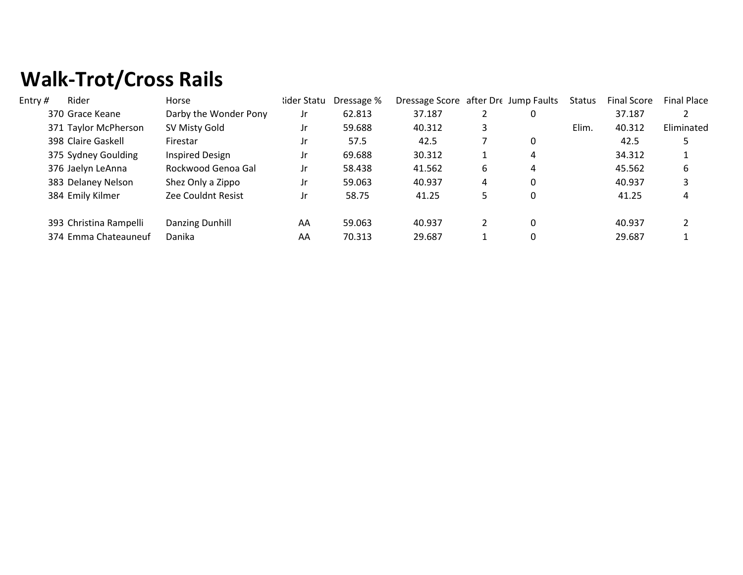# Walk-Trot/Cross Rails

| Entry # | Rider | Horse | Rider Statu | Dressage % | Dressage Score | after Dre | Jump Faults | Status | Final Score | Final Place |
|---|---|---|---|---|---|---|---|---|---|---|
| 370 | Grace Keane | Darby the Wonder Pony | Jr | 62.813 | 37.187 | 2 | 0 | | 37.187 | 2 |
| 371 | Taylor McPherson | SV Misty Gold | Jr | 59.688 | 40.312 | 3 | | Elim. | 40.312 | Eliminated |
| 398 | Claire Gaskell | Firestar | Jr | 57.5 | 42.5 | 7 | 0 | | 42.5 | 5 |
| 375 | Sydney Goulding | Inspired Design | Jr | 69.688 | 30.312 | 1 | 4 | | 34.312 | 1 |
| 376 | Jaelyn LeAnna | Rockwood Genoa Gal | Jr | 58.438 | 41.562 | 6 | 4 | | 45.562 | 6 |
| 383 | Delaney Nelson | Shez Only a Zippo | Jr | 59.063 | 40.937 | 4 | 0 | | 40.937 | 3 |
| 384 | Emily Kilmer | Zee Couldnt Resist | Jr | 58.75 | 41.25 | 5 | 0 | | 41.25 | 4 |
| | | | | | | | | | | |
| 393 | Christina Rampelli | Danzing Dunhill | AA | 59.063 | 40.937 | 2 | 0 | | 40.937 | 2 |
| 374 | Emma Chateauneuf | Danika | AA | 70.313 | 29.687 | 1 | 0 | | 29.687 | 1 |